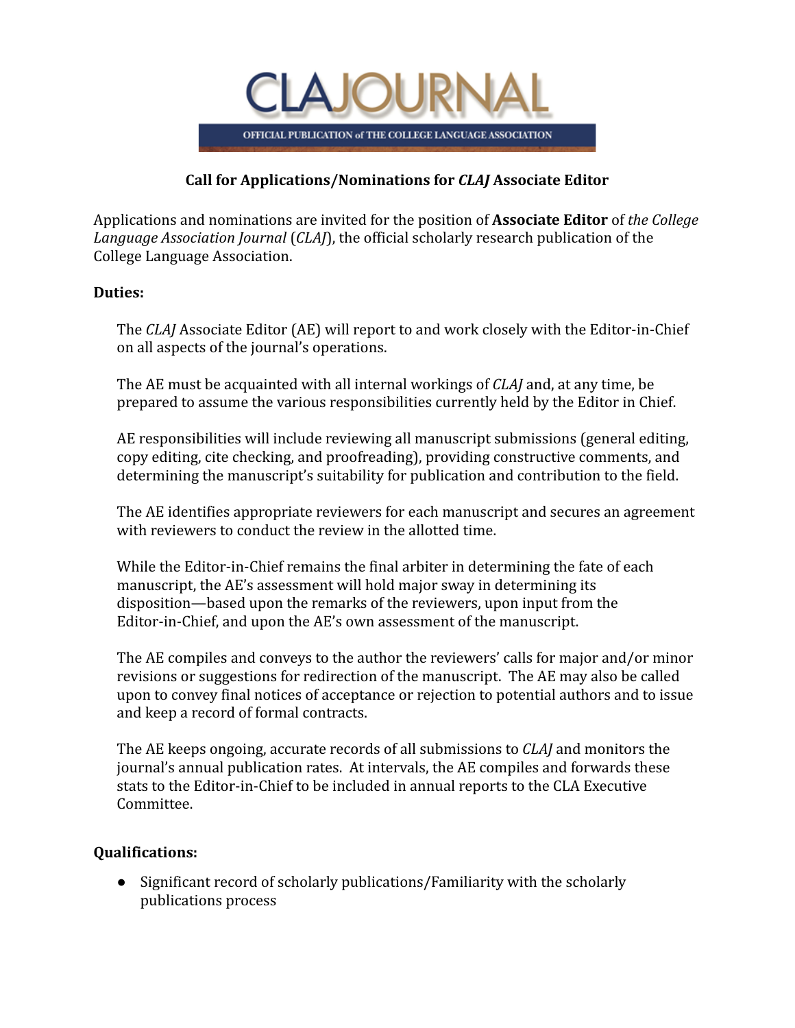# CLAJOURNAL

OFFICIAL PUBLICATION of THE COLLEGE LANGUAGE ASSOCIATION

## Call for Applications/Nominations for *CLAJ* Associate Editor

Applications and nominations are invited for the position of **Associate Editor** of *the College Language Association Journal* (*CLAJ*), the official scholarly research publication of the College Language Association.

### Duties:

The *CLAJ* Associate Editor (AE) will report to and work closely with the Editor-in-Chief on all aspects of the journal's operations.

The AE must be acquainted with all internal workings of *CLAJ* and, at any time, be prepared to assume the various responsibilities currently held by the Editor in Chief.

AE responsibilities will include reviewing all manuscript submissions (general editing, copy editing, cite checking, and proofreading), providing constructive comments, and determining the manuscript's suitability for publication and contribution to the field.

The AE identifies appropriate reviewers for each manuscript and secures an agreement with reviewers to conduct the review in the allotted time.

While the Editor-in-Chief remains the final arbiter in determining the fate of each manuscript, the AE's assessment will hold major sway in determining its disposition—based upon the remarks of the reviewers, upon input from the Editor-in-Chief, and upon the AE's own assessment of the manuscript.

The AE compiles and conveys to the author the reviewers' calls for major and/or minor revisions or suggestions for redirection of the manuscript. The AE may also be called upon to convey final notices of acceptance or rejection to potential authors and to issue and keep a record of formal contracts.

The AE keeps ongoing, accurate records of all submissions to *CLAJ* and monitors the journal's annual publication rates. At intervals, the AE compiles and forwards these stats to the Editor-in-Chief to be included in annual reports to the CLA Executive Committee.

### Qualifications:

- Significant record of scholarly publications/Familiarity with the scholarly publications process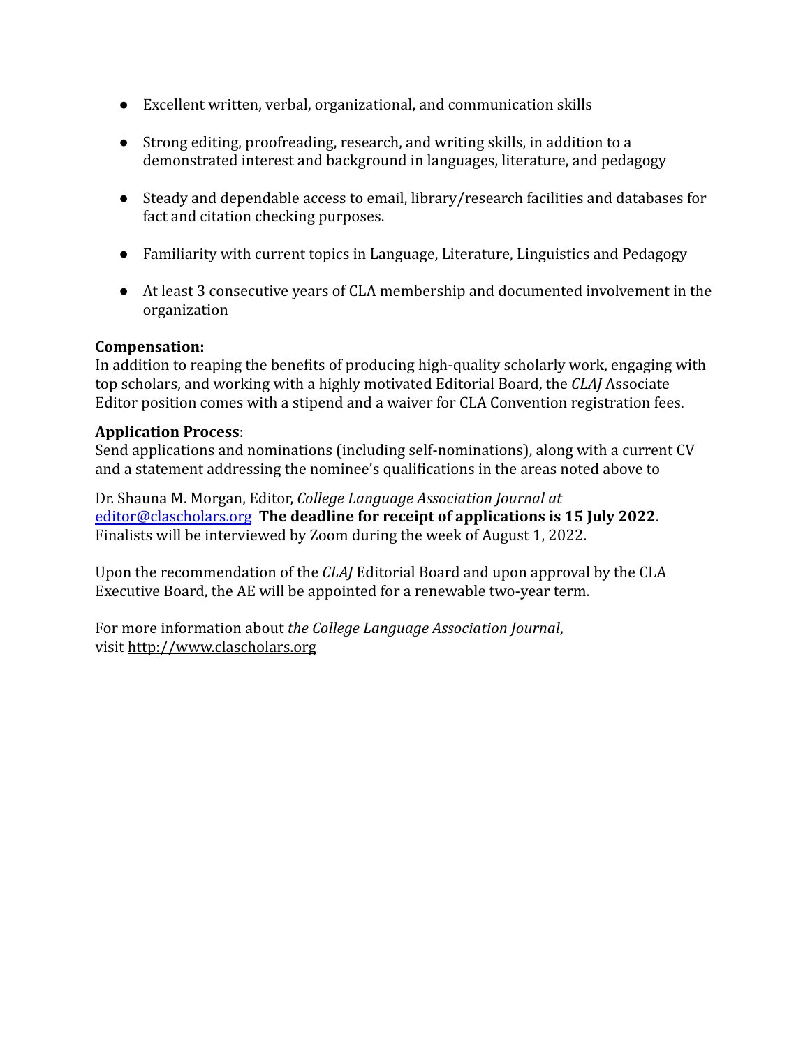- Excellent written, verbal, organizational, and communication skills

- Strong editing, proofreading, research, and writing skills, in addition to a demonstrated interest and background in languages, literature, and pedagogy

- Steady and dependable access to email, library/research facilities and databases for fact and citation checking purposes.

- Familiarity with current topics in Language, Literature, Linguistics and Pedagogy

- At least 3 consecutive years of CLA membership and documented involvement in the organization

**Compensation:**
In addition to reaping the benefits of producing high-quality scholarly work, engaging with top scholars, and working with a highly motivated Editorial Board, the *CLAJ* Associate Editor position comes with a stipend and a waiver for CLA Convention registration fees.

**Application Process**:
Send applications and nominations (including self-nominations), along with a current CV and a statement addressing the nominee's qualifications in the areas noted above to

Dr. Shauna M. Morgan, Editor, *College Language Association Journal at* editor@clascholars.org **The deadline for receipt of applications is 15 July 2022**. Finalists will be interviewed by Zoom during the week of August 1, 2022.

Upon the recommendation of the *CLAJ* Editorial Board and upon approval by the CLA Executive Board, the AE will be appointed for a renewable two-year term.

For more information about *the College Language Association Journal*, visit http://www.clascholars.org